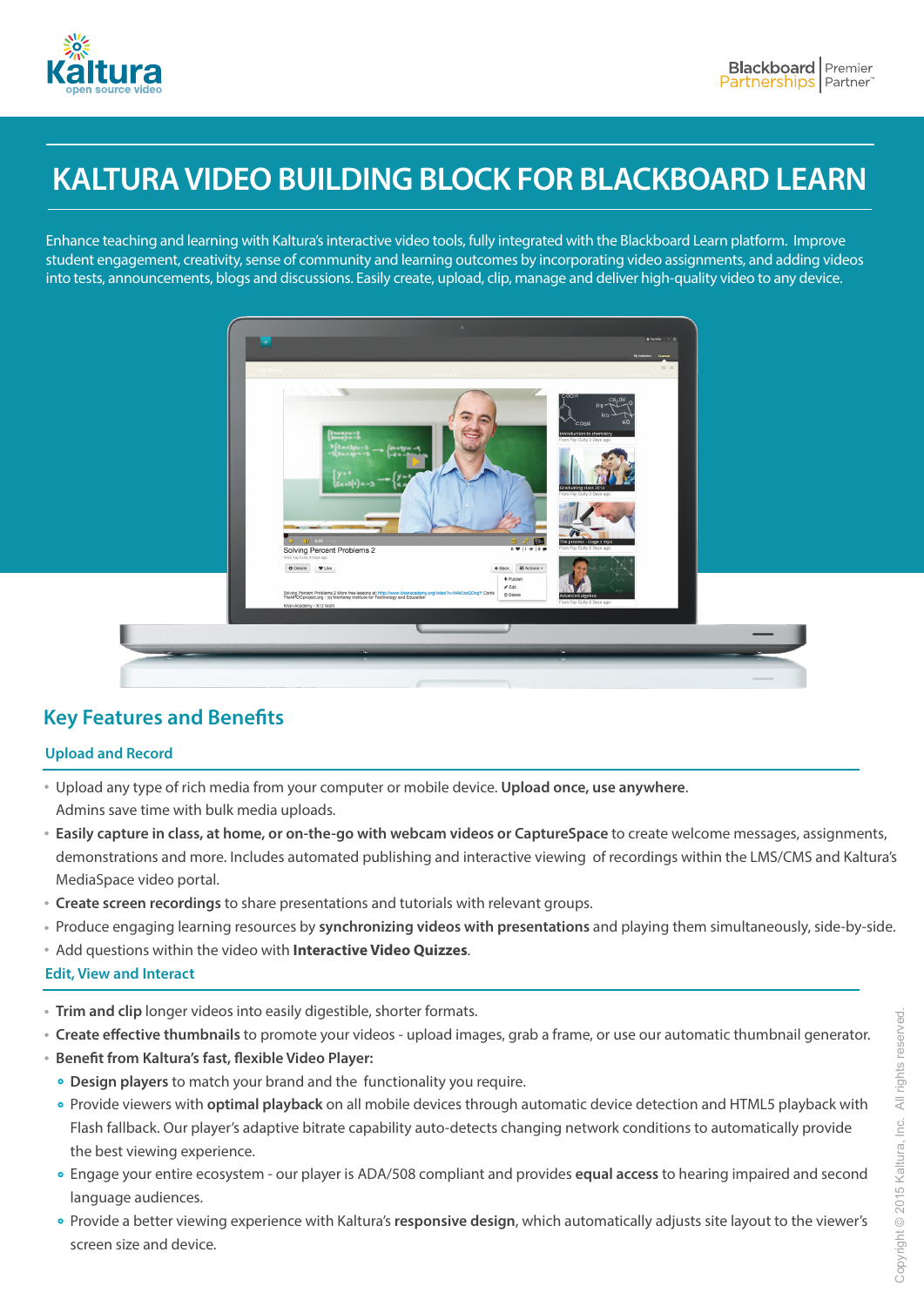# KALTURA VIDEO BUILDING BLOCK FOR BLACKBOARD LEARN

Enhance teaching and learning with Kaltura's interactive video tools, fully integrated with the Blackboard Learn platform. Improve student engagement, creativity, sense of community and learning outcomes by incorporating video assignments, and adding videos into tests, announcements, blogs and discussions. Easily create, upload, clip, manage and deliver high-quality video to any device.

## Key Features and Benefits

### Upload and Record

- Upload any type of rich media from your computer or mobile device. **Upload once, use anywhere.** Admins save time with bulk media uploads.
- **Easily capture in class, at home, or on-the-go with webcam videos or CaptureSpace** to create welcome messages, assignments, demonstrations and more. Includes automated publishing and interactive viewing of recordings within the LMS/CMS and Kaltura's MediaSpace video portal.
- **Create screen recordings** to share presentations and tutorials with relevant groups.
- Produce engaging learning resources by **synchronizing videos with presentations** and playing them simultaneously, side-by-side.
- Add questions within the video with **Interactive Video Quizzes**.

### Edit, View and Interact

- **Trim and clip** longer videos into easily digestible, shorter formats.
- **Create effective thumbnails** to promote your videos - upload images, grab a frame, or use our automatic thumbnail generator.
- **Benefit from Kaltura's fast, flexible Video Player:**
  - **Design players** to match your brand and the functionality you require.
  - Provide viewers with **optimal playback** on all mobile devices through automatic device detection and HTML5 playback with Flash fallback. Our player's adaptive bitrate capability auto-detects changing network conditions to automatically provide the best viewing experience.
  - Engage your entire ecosystem - our player is ADA/508 compliant and provides **equal access** to hearing impaired and second language audiences.
  - Provide a better viewing experience with Kaltura's **responsive design**, which automatically adjusts site layout to the viewer's screen size and device.

Copyright © 2015 Kaltura, Inc. All rights reserved.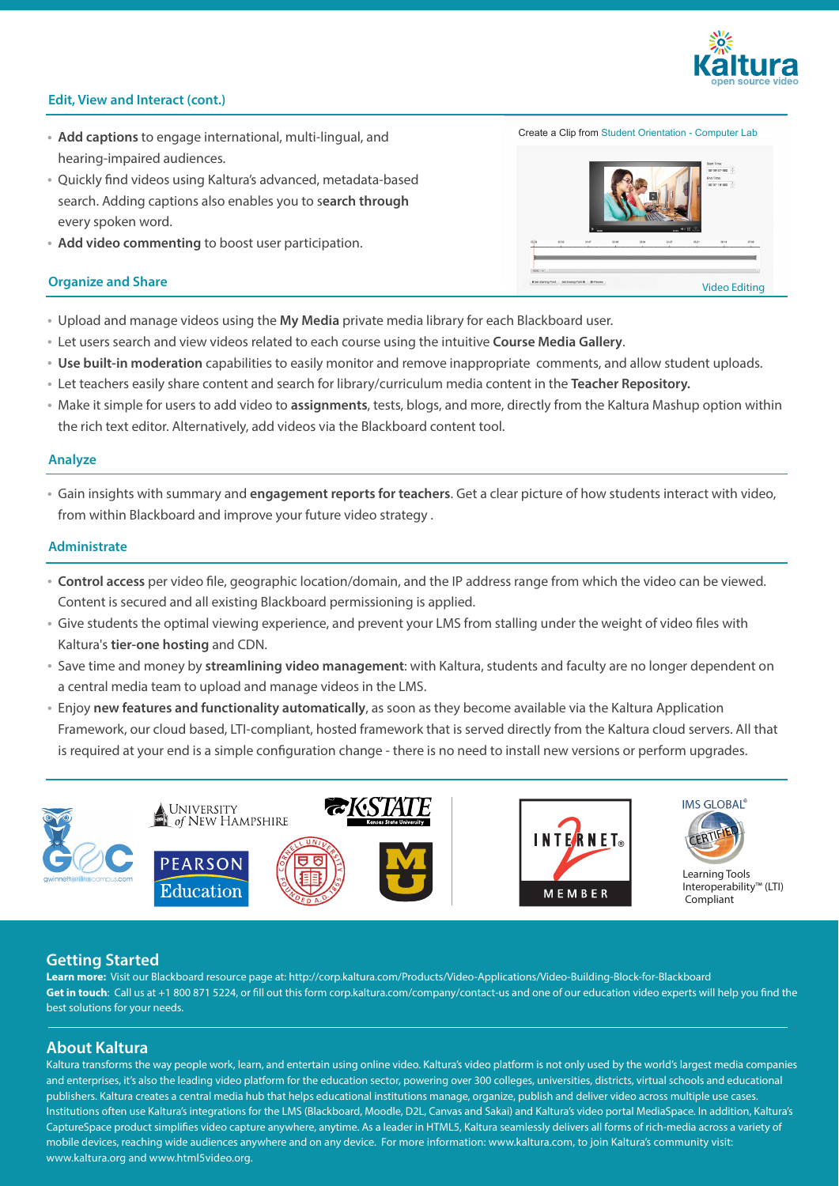## Edit, View and Interact (cont.)

- **Add captions** to engage international, multi-lingual, and hearing-impaired audiences.
- Quickly find videos using Kaltura's advanced, metadata-based search. Adding captions also enables you to **search through** every spoken word.
- **Add video commenting** to boost user participation.

Create a Clip from Student Orientation - Computer Lab

Video Editing

## Organize and Share

- Upload and manage videos using the **My Media** private media library for each Blackboard user.
- Let users search and view videos related to each course using the intuitive **Course Media Gallery**.
- **Use built-in moderation** capabilities to easily monitor and remove inappropriate comments, and allow student uploads.
- Let teachers easily share content and search for library/curriculum media content in the **Teacher Repository.**
- Make it simple for users to add video to **assignments**, tests, blogs, and more, directly from the Kaltura Mashup option within the rich text editor. Alternatively, add videos via the Blackboard content tool.

## Analyze

- Gain insights with summary and **engagement reports for teachers**. Get a clear picture of how students interact with video, from within Blackboard and improve your future video strategy .

## Administrate

- **Control access** per video file, geographic location/domain, and the IP address range from which the video can be viewed. Content is secured and all existing Blackboard permissioning is applied.
- Give students the optimal viewing experience, and prevent your LMS from stalling under the weight of video files with Kaltura's **tier-one hosting** and CDN.
- Save time and money by **streamlining video management**: with Kaltura, students and faculty are no longer dependent on a central media team to upload and manage videos in the LMS.
- Enjoy **new features and functionality automatically**, as soon as they become available via the Kaltura Application Framework, our cloud based, LTI-compliant, hosted framework that is served directly from the Kaltura cloud servers. All that is required at your end is a simple configuration change - there is no need to install new versions or perform upgrades.

IMS GLOBAL® CERTIFIED

Learning Tools Interoperability™ (LTI) Compliant

## Getting Started

**Learn more:** Visit our Blackboard resource page at: http://corp.kaltura.com/Products/Video-Applications/Video-Building-Block-for-Blackboard

**Get in touch**: Call us at +1 800 871 5224, or fill out this form corp.kaltura.com/company/contact-us and one of our education video experts will help you find the best solutions for your needs.

## About Kaltura

Kaltura transforms the way people work, learn, and entertain using online video. Kaltura's video platform is not only used by the world's largest media companies and enterprises, it's also the leading video platform for the education sector, powering over 300 colleges, universities, districts, virtual schools and educational publishers. Kaltura creates a central media hub that helps educational institutions manage, organize, publish and deliver video across multiple use cases. Institutions often use Kaltura's integrations for the LMS (Blackboard, Moodle, D2L, Canvas and Sakai) and Kaltura's video portal MediaSpace. In addition, Kaltura's CaptureSpace product simplifies video capture anywhere, anytime. As a leader in HTML5, Kaltura seamlessly delivers all forms of rich-media across a variety of mobile devices, reaching wide audiences anywhere and on any device. For more information: www.kaltura.com, to join Kaltura's community visit: www.kaltura.org and www.html5video.org.